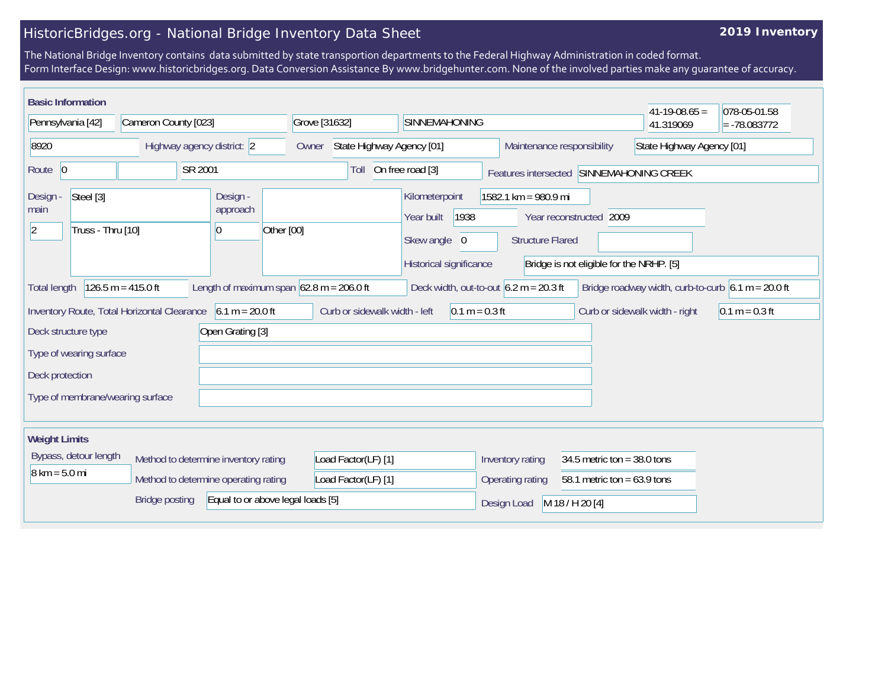# HistoricBridges.org - National Bridge Inventory Data Sheet

**2019 Inventory**

The National Bridge Inventory contains data submitted by state transportion departments to the Federal Highway Administration in coded format.
Form Interface Design: www.historicbridges.org. Data Conversion Assistance By www.bridgehunter.com. None of the involved parties make any guarantee of accuracy.

## Basic Information

| | | | | | |
|---|---|---|---|---|---|
| Pennsylvania [42] | Cameron County [023] | Grove [31632] | SINNEMAHONING | 41-19-08.65 = 41.319069 | 078-05-01.58 = -78.083772 |

- 8920
- Highway agency district: 2
- Owner: State Highway Agency [01]
- Maintenance responsibility: State Highway Agency [01]
- Route: 0 | | SR 2001
- Toll: On free road [3]
- Features intersected: SINNEMAHONING CREEK
- Design - main: Steel [3] / 2 Truss - Thru [10]
- Design - approach: 0 Other [00]
- Kilometerpoint: 1582.1 km = 980.9 mi
- Year built: 1938
- Year reconstructed: 2009
- Skew angle: 0
- Structure Flared:
- Historical significance: Bridge is not eligible for the NRHP. [5]
- Total length: 126.5 m = 415.0 ft
- Length of maximum span: 62.8 m = 206.0 ft
- Deck width, out-to-out: 6.2 m = 20.3 ft
- Bridge roadway width, curb-to-curb: 6.1 m = 20.0 ft
- Inventory Route, Total Horizontal Clearance: 6.1 m = 20.0 ft
- Curb or sidewalk width - left: 0.1 m = 0.3 ft
- Curb or sidewalk width - right: 0.1 m = 0.3 ft
- Deck structure type: Open Grating [3]
- Type of wearing surface:
- Deck protection:
- Type of membrane/wearing surface:

## Weight Limits

- Bypass, detour length: 8 km = 5.0 mi
- Method to determine inventory rating: Load Factor(LF) [1]
- Method to determine operating rating: Load Factor(LF) [1]
- Bridge posting: Equal to or above legal loads [5]
- Inventory rating: 34.5 metric ton = 38.0 tons
- Operating rating: 58.1 metric ton = 63.9 tons
- Design Load: M 18 / H 20 [4]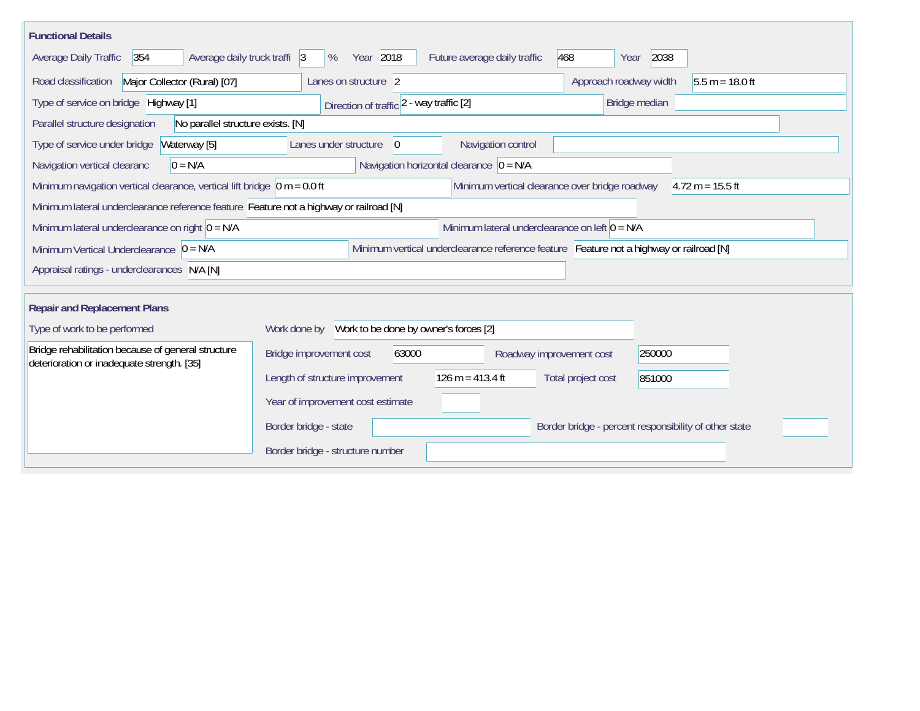## Functional Details

Average Daily Traffic: 354

Average daily truck traffi: 3 %

Year: 2018

Future average daily traffic: 468

Year: 2038

Road classification: Major Collector (Rural) [07]

Lanes on structure: 2

Approach roadway width: 5.5 m = 18.0 ft

Type of service on bridge: Highway [1]

Direction of traffic: 2 - way traffic [2]

Bridge median:

Parallel structure designation: No parallel structure exists. [N]

Type of service under bridge: Waterway [5]

Lanes under structure: 0

Navigation control:

Navigation vertical clearanc: 0 = N/A

Navigation horizontal clearance: 0 = N/A

Minimum navigation vertical clearance, vertical lift bridge: 0 m = 0.0 ft

Minimum vertical clearance over bridge roadway: 4.72 m = 15.5 ft

Minimum lateral underclearance reference feature: Feature not a highway or railroad [N]

Minimum lateral underclearance on right: 0 = N/A

Minimum lateral underclearance on left: 0 = N/A

Minimum Vertical Underclearance: 0 = N/A

Minimum vertical underclearance reference feature: Feature not a highway or railroad [N]

Appraisal ratings - underclearances: N/A [N]

## Repair and Replacement Plans

Type of work to be performed: Bridge rehabilitation because of general structure deterioration or inadequate strength. [35]

Work done by: Work to be done by owner's forces [2]

Bridge improvement cost: 63000

Roadway improvement cost: 250000

Length of structure improvement: 126 m = 413.4 ft

Total project cost: 851000

Year of improvement cost estimate:

Border bridge - state:

Border bridge - percent responsibility of other state:

Border bridge - structure number: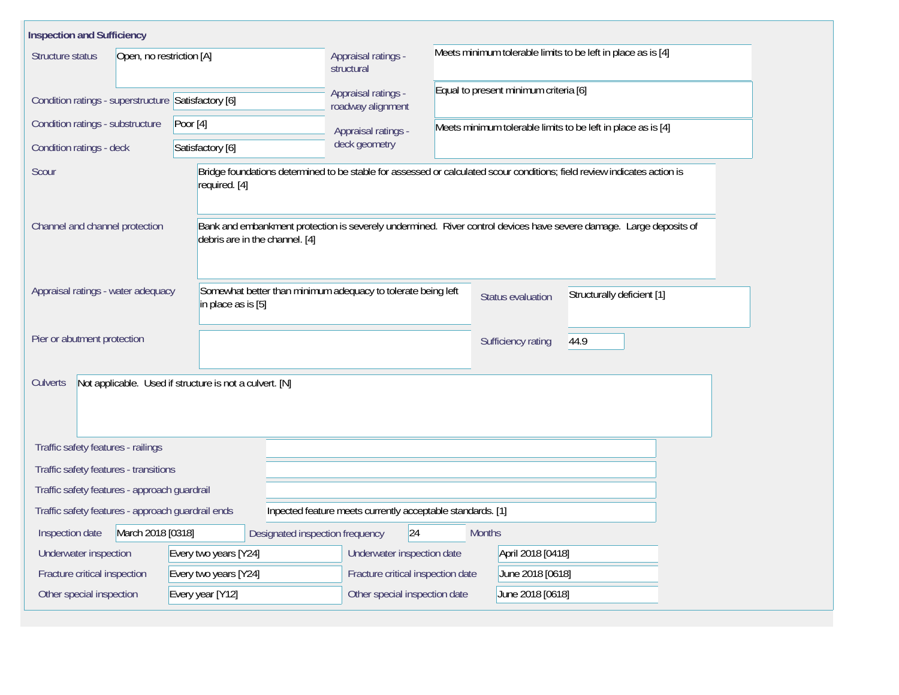## Inspection and Sufficiency

| Field | Value |
|---|---|
| Structure status | Open, no restriction [A] |
| Condition ratings - superstructure | Satisfactory [6] |
| Condition ratings - substructure | Poor [4] |
| Condition ratings - deck | Satisfactory [6] |
| Appraisal ratings - structural | Meets minimum tolerable limits to be left in place as is [4] |
| Appraisal ratings - roadway alignment | Equal to present minimum criteria [6] |
| Appraisal ratings - deck geometry | Meets minimum tolerable limits to be left in place as is [4] |
| Scour | Bridge foundations determined to be stable for assessed or calculated scour conditions; field review indicates action is required. [4] |
| Channel and channel protection | Bank and embankment protection is severely undermined. River control devices have severe damage. Large deposits of debris are in the channel. [4] |
| Appraisal ratings - water adequacy | Somewhat better than minimum adequacy to tolerate being left in place as is [5] |
| Status evaluation | Structurally deficient [1] |
| Pier or abutment protection | |
| Sufficiency rating | 44.9 |
| Culverts | Not applicable. Used if structure is not a culvert. [N] |
| Traffic safety features - railings | |
| Traffic safety features - transitions | |
| Traffic safety features - approach guardrail | |
| Traffic safety features - approach guardrail ends | Inpected feature meets currently acceptable standards. [1] |
| Inspection date | March 2018 [0318] |
| Designated inspection frequency | 24 Months |
| Underwater inspection | Every two years [Y24] |
| Underwater inspection date | April 2018 [0418] |
| Fracture critical inspection | Every two years [Y24] |
| Fracture critical inspection date | June 2018 [0618] |
| Other special inspection | Every year [Y12] |
| Other special inspection date | June 2018 [0618] |